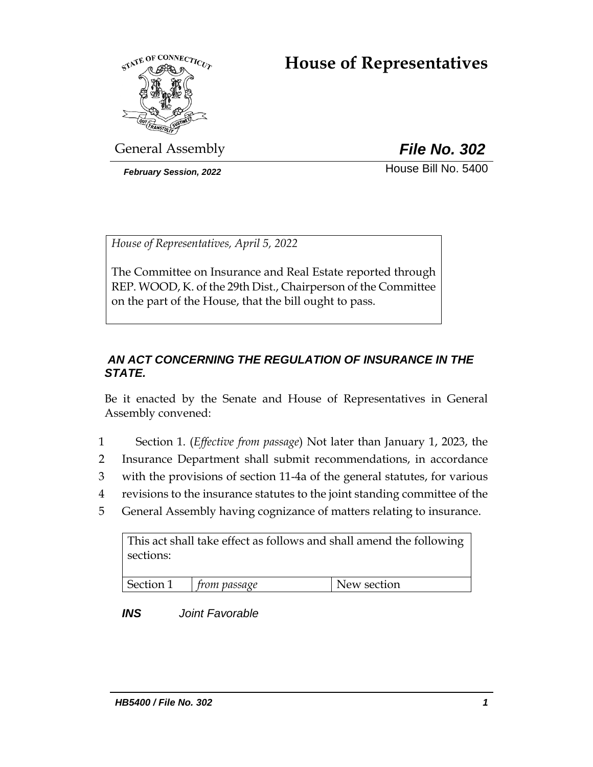# House of Representatives

General Assembly

***File No. 302***

***February Session, 2022***

House Bill No. 5400

*House of Representatives, April 5, 2022*

The Committee on Insurance and Real Estate reported through REP. WOOD, K. of the 29th Dist., Chairperson of the Committee on the part of the House, that the bill ought to pass.

## *AN ACT CONCERNING THE REGULATION OF INSURANCE IN THE STATE.*

Be it enacted by the Senate and House of Representatives in General Assembly convened:

1 Section 1. (*Effective from passage*) Not later than January 1, 2023, the
2 Insurance Department shall submit recommendations, in accordance
3 with the provisions of section 11-4a of the general statutes, for various
4 revisions to the insurance statutes to the joint standing committee of the
5 General Assembly having cognizance of matters relating to insurance.

| This act shall take effect as follows and shall amend the following sections: | | |
|---|---|---|
| Section 1 | *from passage* | New section |

***INS*** *Joint Favorable*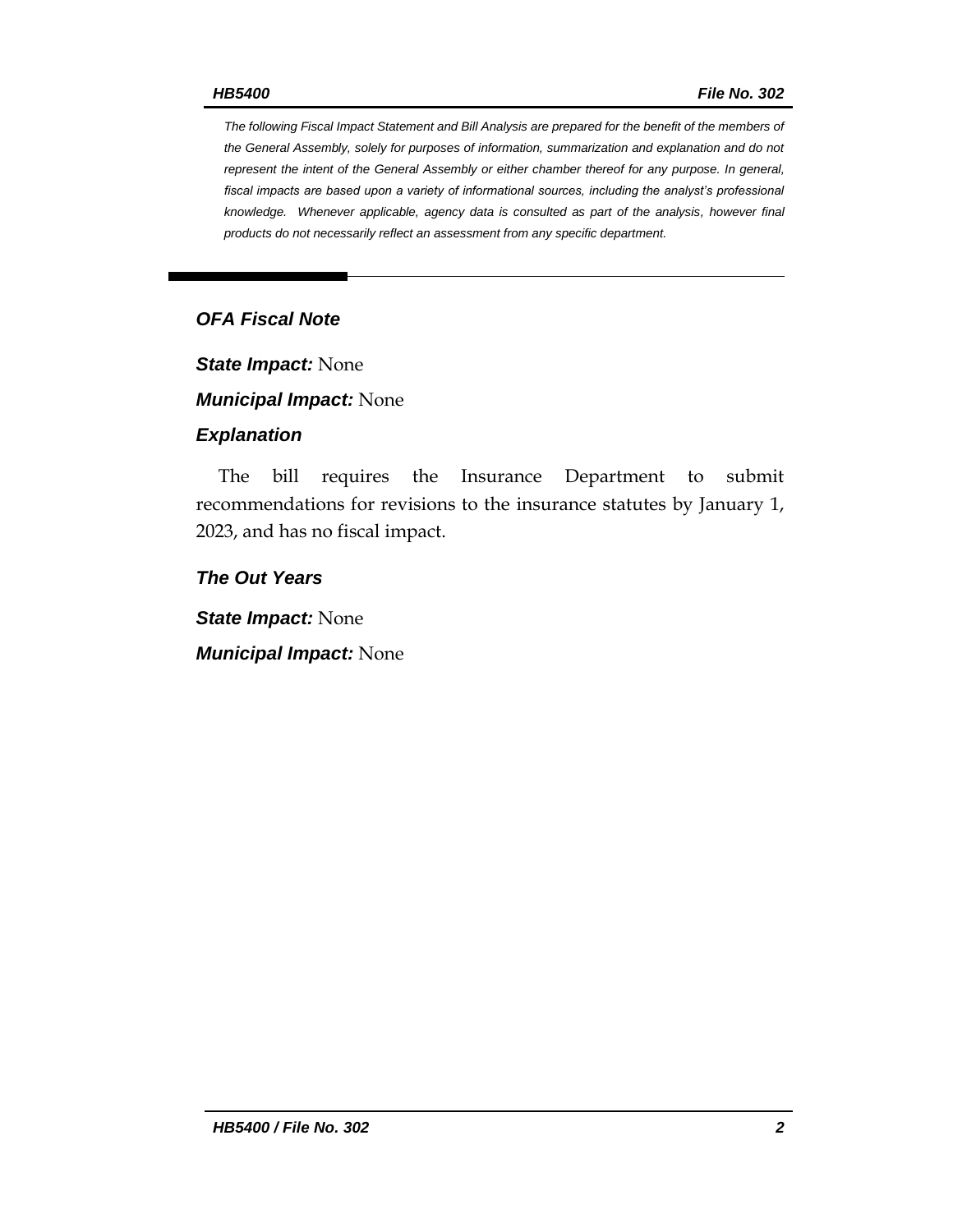*The following Fiscal Impact Statement and Bill Analysis are prepared for the benefit of the members of the General Assembly, solely for purposes of information, summarization and explanation and do not represent the intent of the General Assembly or either chamber thereof for any purpose. In general, fiscal impacts are based upon a variety of informational sources, including the analyst's professional knowledge. Whenever applicable, agency data is consulted as part of the analysis, however final products do not necessarily reflect an assessment from any specific department.*

## OFA Fiscal Note

***State Impact:*** None

***Municipal Impact:*** None

### Explanation

The bill requires the Insurance Department to submit recommendations for revisions to the insurance statutes by January 1, 2023, and has no fiscal impact.

### The Out Years

***State Impact:*** None

***Municipal Impact:*** None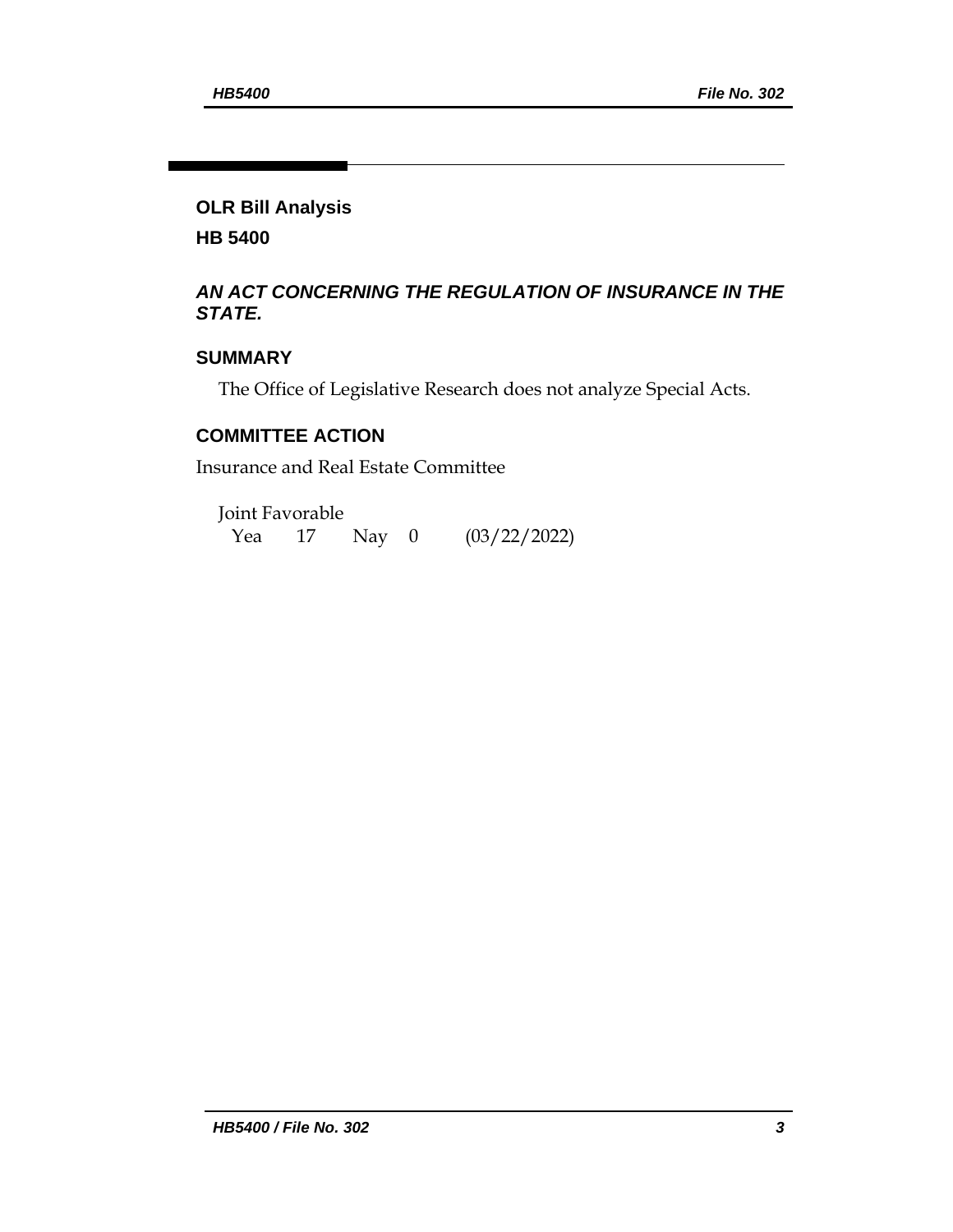## OLR Bill Analysis

## HB 5400

### *AN ACT CONCERNING THE REGULATION OF INSURANCE IN THE STATE.*

### SUMMARY

The Office of Legislative Research does not analyze Special Acts.

### COMMITTEE ACTION

Insurance and Real Estate Committee

| | | | | |
|---|---|---|---|---|
| Joint Favorable | | | | |
| Yea | 17 | Nay | 0 | (03/22/2022) |